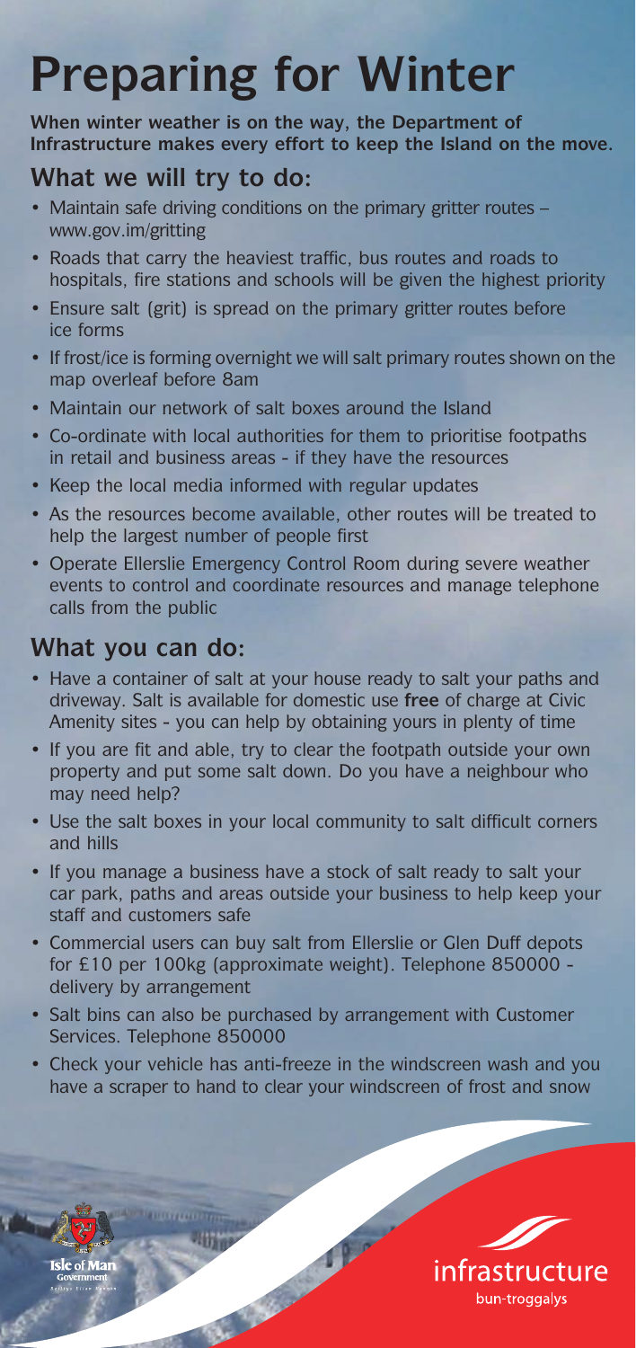# Preparing for Winter

**When winter weather is on the way, the Department of Infrastructure makes every effort to keep the Island on the move.**

## What we will try to do:

- Maintain safe driving conditions on the primary gritter routes – www.gov.im/gritting
- Roads that carry the heaviest traffic, bus routes and roads to hospitals, fire stations and schools will be given the highest priority
- Ensure salt (grit) is spread on the primary gritter routes before ice forms
- If frost/ice is forming overnight we will salt primary routes shown on the map overleaf before 8am
- Maintain our network of salt boxes around the Island
- Co-ordinate with local authorities for them to prioritise footpaths in retail and business areas - if they have the resources
- Keep the local media informed with regular updates
- As the resources become available, other routes will be treated to help the largest number of people first
- Operate Ellerslie Emergency Control Room during severe weather events to control and coordinate resources and manage telephone calls from the public

## What you can do:

- Have a container of salt at your house ready to salt your paths and driveway. Salt is available for domestic use **free** of charge at Civic Amenity sites - you can help by obtaining yours in plenty of time
- If you are fit and able, try to clear the footpath outside your own property and put some salt down. Do you have a neighbour who may need help?
- Use the salt boxes in your local community to salt difficult corners and hills
- If you manage a business have a stock of salt ready to salt your car park, paths and areas outside your business to help keep your staff and customers safe
- Commercial users can buy salt from Ellerslie or Glen Duff depots for £10 per 100kg (approximate weight). Telephone 850000 - delivery by arrangement
- Salt bins can also be purchased by arrangement with Customer Services. Telephone 850000
- Check your vehicle has anti-freeze in the windscreen wash and you have a scraper to hand to clear your windscreen of frost and snow

Isle of Man Government

infrastructure
bun-troggalys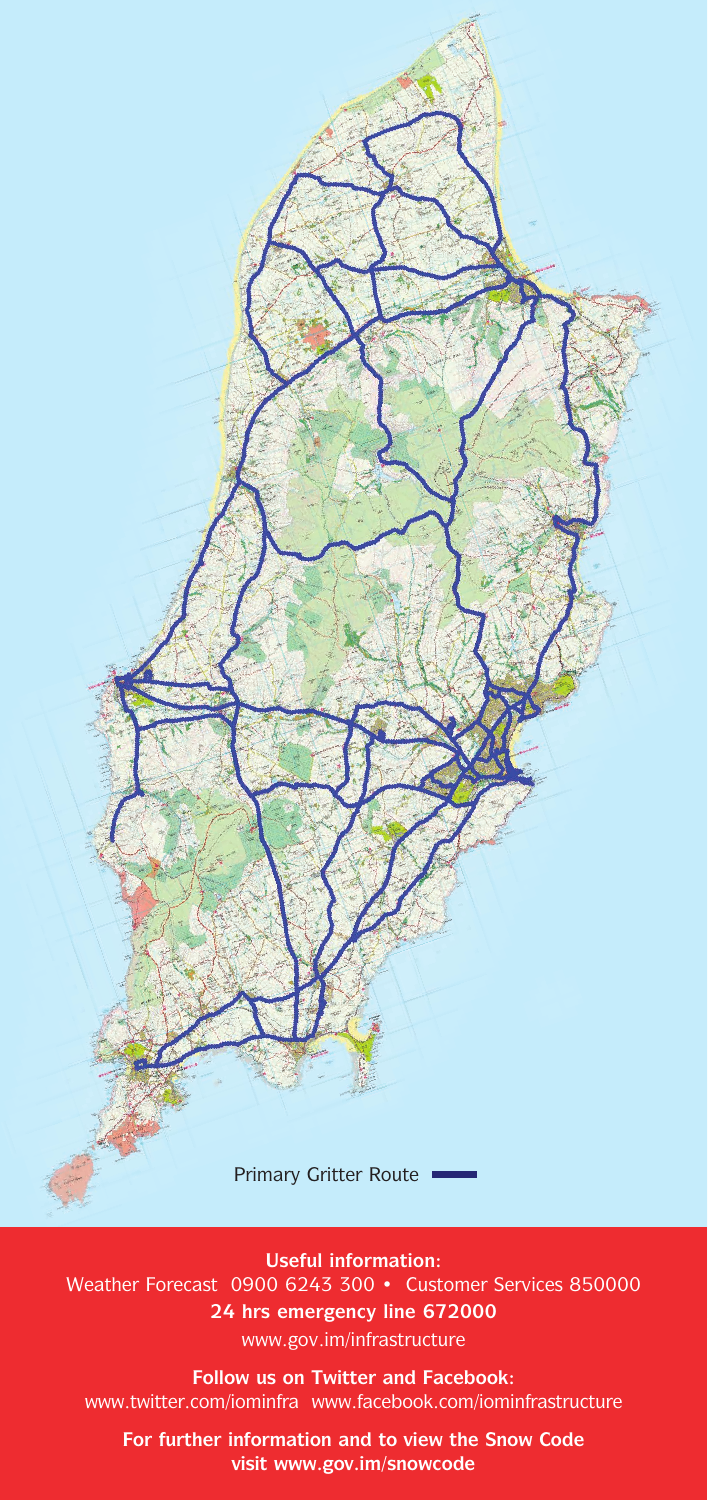Primary Gritter Route

**Useful information:**

Weather Forecast 0900 6243 300 • Customer Services 850000

**24 hrs emergency line 672000**

www.gov.im/infrastructure

**Follow us on Twitter and Facebook:**

www.twitter.com/iominfra www.facebook.com/iominfrastructure

**For further information and to view the Snow Code visit www.gov.im/snowcode**